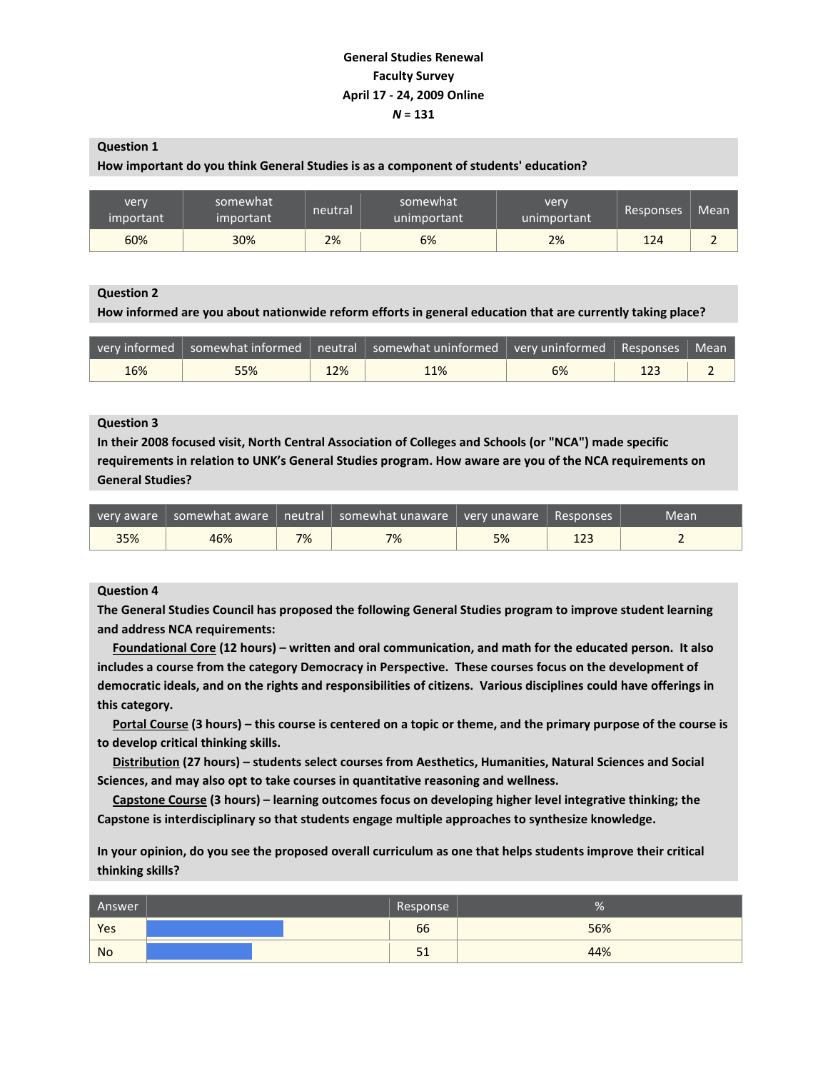**General Studies Renewal**
**Faculty Survey**
**April 17 - 24, 2009 Online**
***N* = 131**

**Question 1**
**How important do you think General Studies is as a component of students' education?**

| very important | somewhat important | neutral | somewhat unimportant | very unimportant | Responses | Mean |
|---|---|---|---|---|---|---|
| 60% | 30% | 2% | 6% | 2% | 124 | 2 |

**Question 2**
**How informed are you about nationwide reform efforts in general education that are currently taking place?**

| very informed | somewhat informed | neutral | somewhat uninformed | very uninformed | Responses | Mean |
|---|---|---|---|---|---|---|
| 16% | 55% | 12% | 11% | 6% | 123 | 2 |

**Question 3**
**In their 2008 focused visit, North Central Association of Colleges and Schools (or "NCA") made specific requirements in relation to UNK's General Studies program. How aware are you of the NCA requirements on General Studies?**

| very aware | somewhat aware | neutral | somewhat unaware | very unaware | Responses | Mean |
|---|---|---|---|---|---|---|
| 35% | 46% | 7% | 7% | 5% | 123 | 2 |

**Question 4**
**The General Studies Council has proposed the following General Studies program to improve student learning and address NCA requirements:**

**<u>Foundational Core</u> (12 hours) – written and oral communication, and math for the educated person. It also includes a course from the category Democracy in Perspective. These courses focus on the development of democratic ideals, and on the rights and responsibilities of citizens. Various disciplines could have offerings in this category.**

**<u>Portal Course</u> (3 hours) – this course is centered on a topic or theme, and the primary purpose of the course is to develop critical thinking skills.**

**<u>Distribution</u> (27 hours) – students select courses from Aesthetics, Humanities, Natural Sciences and Social Sciences, and may also opt to take courses in quantitative reasoning and wellness.**

**<u>Capstone Course</u> (3 hours) – learning outcomes focus on developing higher level integrative thinking; the Capstone is interdisciplinary so that students engage multiple approaches to synthesize knowledge.**

**In your opinion, do you see the proposed overall curriculum as one that helps students improve their critical thinking skills?**

| Answer | | Response | % |
|---|---|---|---|
| Yes | | 66 | 56% |
| No | | 51 | 44% |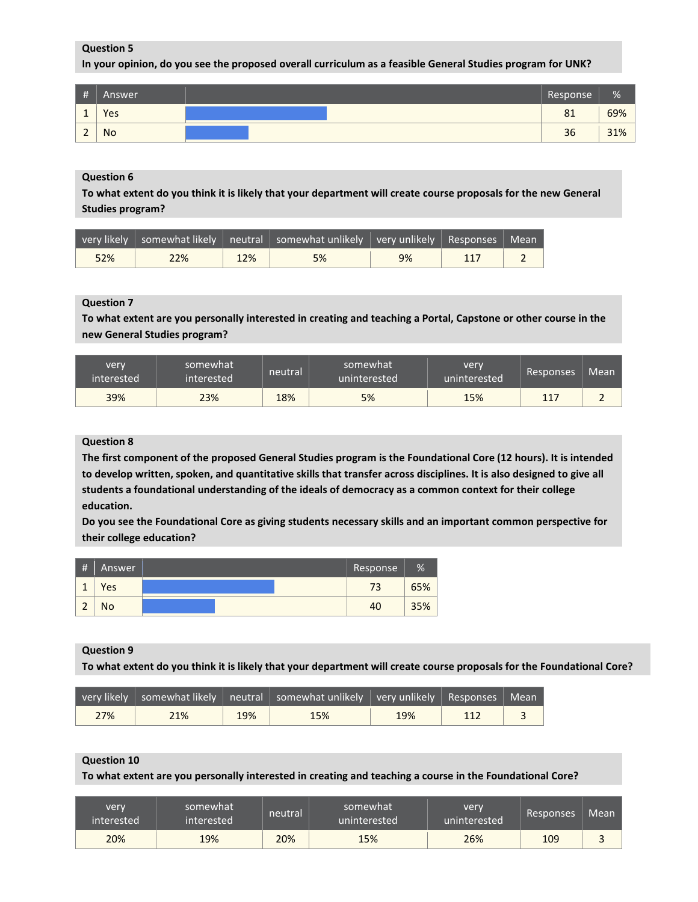**Question 5**

**In your opinion, do you see the proposed overall curriculum as a feasible General Studies program for UNK?**

| # | Answer | | Response | % |
|---|---|---|---|---|
| 1 | Yes | | 81 | 69% |
| 2 | No | | 36 | 31% |

**Question 6**

**To what extent do you think it is likely that your department will create course proposals for the new General Studies program?**

| very likely | somewhat likely | neutral | somewhat unlikely | very unlikely | Responses | Mean |
|---|---|---|---|---|---|---|
| 52% | 22% | 12% | 5% | 9% | 117 | 2 |

**Question 7**

**To what extent are you personally interested in creating and teaching a Portal, Capstone or other course in the new General Studies program?**

| very interested | somewhat interested | neutral | somewhat uninterested | very uninterested | Responses | Mean |
|---|---|---|---|---|---|---|
| 39% | 23% | 18% | 5% | 15% | 117 | 2 |

**Question 8**

**The first component of the proposed General Studies program is the Foundational Core (12 hours). It is intended to develop written, spoken, and quantitative skills that transfer across disciplines. It is also designed to give all students a foundational understanding of the ideals of democracy as a common context for their college education.**

**Do you see the Foundational Core as giving students necessary skills and an important common perspective for their college education?**

| # | Answer | | Response | % |
|---|---|---|---|---|
| 1 | Yes | | 73 | 65% |
| 2 | No | | 40 | 35% |

**Question 9**

**To what extent do you think it is likely that your department will create course proposals for the Foundational Core?**

| very likely | somewhat likely | neutral | somewhat unlikely | very unlikely | Responses | Mean |
|---|---|---|---|---|---|---|
| 27% | 21% | 19% | 15% | 19% | 112 | 3 |

**Question 10**

**To what extent are you personally interested in creating and teaching a course in the Foundational Core?**

| very interested | somewhat interested | neutral | somewhat uninterested | very uninterested | Responses | Mean |
|---|---|---|---|---|---|---|
| 20% | 19% | 20% | 15% | 26% | 109 | 3 |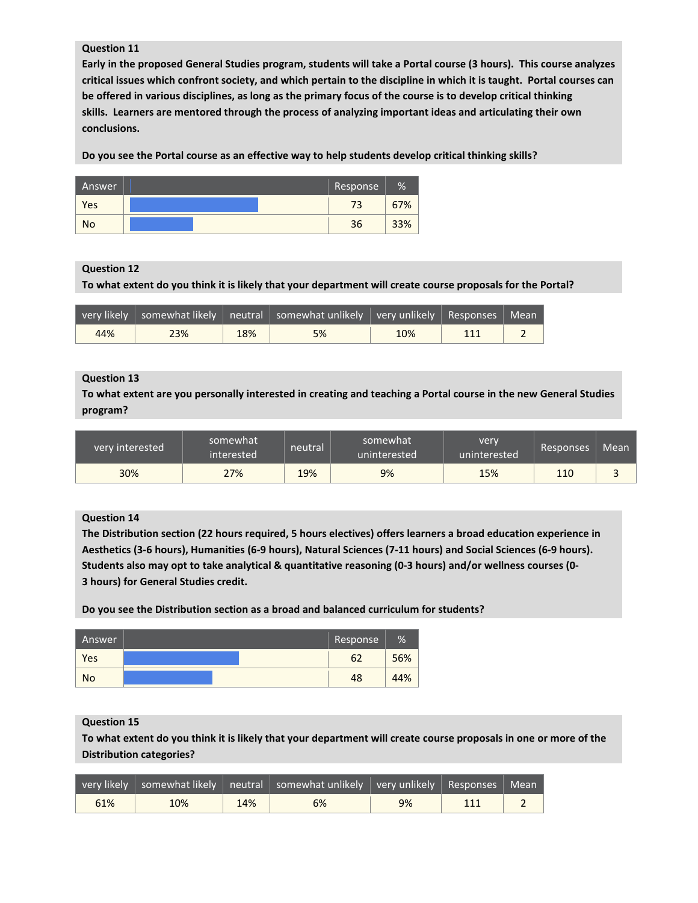**Question 11**

**Early in the proposed General Studies program, students will take a Portal course (3 hours). This course analyzes critical issues which confront society, and which pertain to the discipline in which it is taught. Portal courses can be offered in various disciplines, as long as the primary focus of the course is to develop critical thinking skills. Learners are mentored through the process of analyzing important ideas and articulating their own conclusions.**

**Do you see the Portal course as an effective way to help students develop critical thinking skills?**

| Answer | | Response | % |
|---|---|---|---|
| Yes | | 73 | 67% |
| No | | 36 | 33% |

**Question 12**

**To what extent do you think it is likely that your department will create course proposals for the Portal?**

| very likely | somewhat likely | neutral | somewhat unlikely | very unlikely | Responses | Mean |
|---|---|---|---|---|---|---|
| 44% | 23% | 18% | 5% | 10% | 111 | 2 |

**Question 13**

**To what extent are you personally interested in creating and teaching a Portal course in the new General Studies program?**

| very interested | somewhat interested | neutral | somewhat uninterested | very uninterested | Responses | Mean |
|---|---|---|---|---|---|---|
| 30% | 27% | 19% | 9% | 15% | 110 | 3 |

**Question 14**

**The Distribution section (22 hours required, 5 hours electives) offers learners a broad education experience in Aesthetics (3-6 hours), Humanities (6-9 hours), Natural Sciences (7-11 hours) and Social Sciences (6-9 hours). Students also may opt to take analytical & quantitative reasoning (0-3 hours) and/or wellness courses (0-3 hours) for General Studies credit.**

**Do you see the Distribution section as a broad and balanced curriculum for students?**

| Answer | | Response | % |
|---|---|---|---|
| Yes | | 62 | 56% |
| No | | 48 | 44% |

**Question 15**

**To what extent do you think it is likely that your department will create course proposals in one or more of the Distribution categories?**

| very likely | somewhat likely | neutral | somewhat unlikely | very unlikely | Responses | Mean |
|---|---|---|---|---|---|---|
| 61% | 10% | 14% | 6% | 9% | 111 | 2 |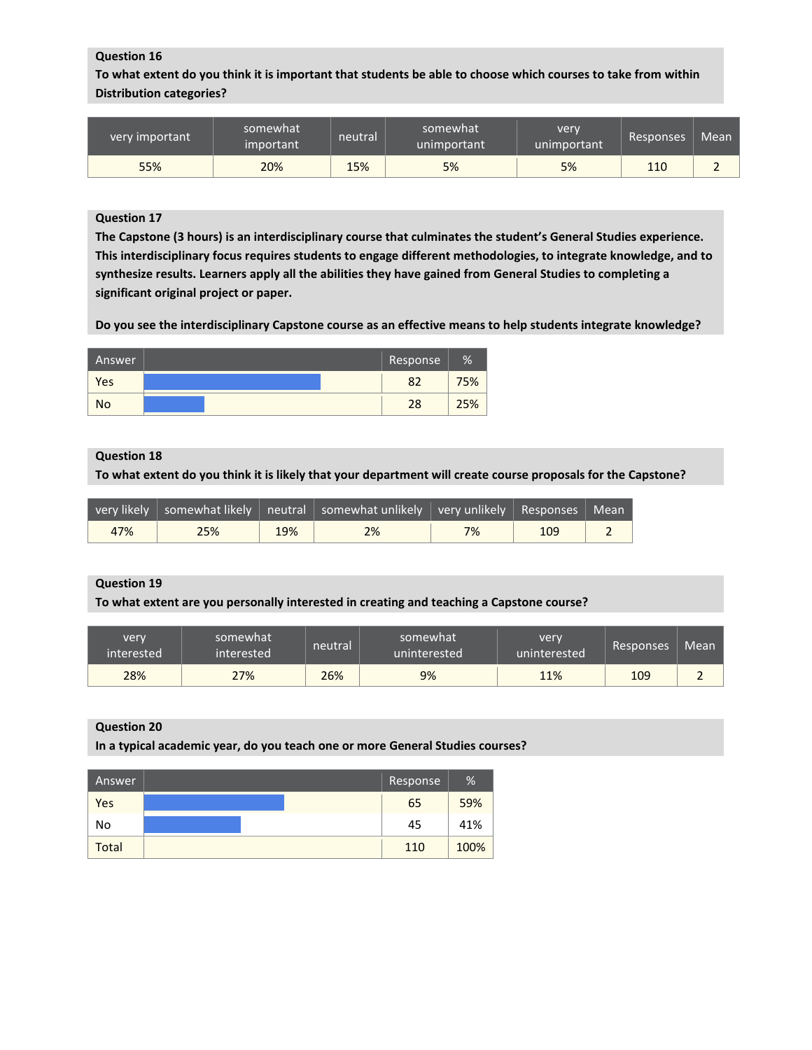**Question 16**

**To what extent do you think it is important that students be able to choose which courses to take from within Distribution categories?**

| very important | somewhat important | neutral | somewhat unimportant | very unimportant | Responses | Mean |
|---|---|---|---|---|---|---|
| 55% | 20% | 15% | 5% | 5% | 110 | 2 |

**Question 17**

**The Capstone (3 hours) is an interdisciplinary course that culminates the student's General Studies experience. This interdisciplinary focus requires students to engage different methodologies, to integrate knowledge, and to synthesize results. Learners apply all the abilities they have gained from General Studies to completing a significant original project or paper.**

**Do you see the interdisciplinary Capstone course as an effective means to help students integrate knowledge?**

| Answer | | Response | % |
|---|---|---|---|
| Yes | | 82 | 75% |
| No | | 28 | 25% |

**Question 18**

**To what extent do you think it is likely that your department will create course proposals for the Capstone?**

| very likely | somewhat likely | neutral | somewhat unlikely | very unlikely | Responses | Mean |
|---|---|---|---|---|---|---|
| 47% | 25% | 19% | 2% | 7% | 109 | 2 |

**Question 19**

**To what extent are you personally interested in creating and teaching a Capstone course?**

| very interested | somewhat interested | neutral | somewhat uninterested | very uninterested | Responses | Mean |
|---|---|---|---|---|---|---|
| 28% | 27% | 26% | 9% | 11% | 109 | 2 |

**Question 20**

**In a typical academic year, do you teach one or more General Studies courses?**

| Answer | | Response | % |
|---|---|---|---|
| Yes | | 65 | 59% |
| No | | 45 | 41% |
| Total | | 110 | 100% |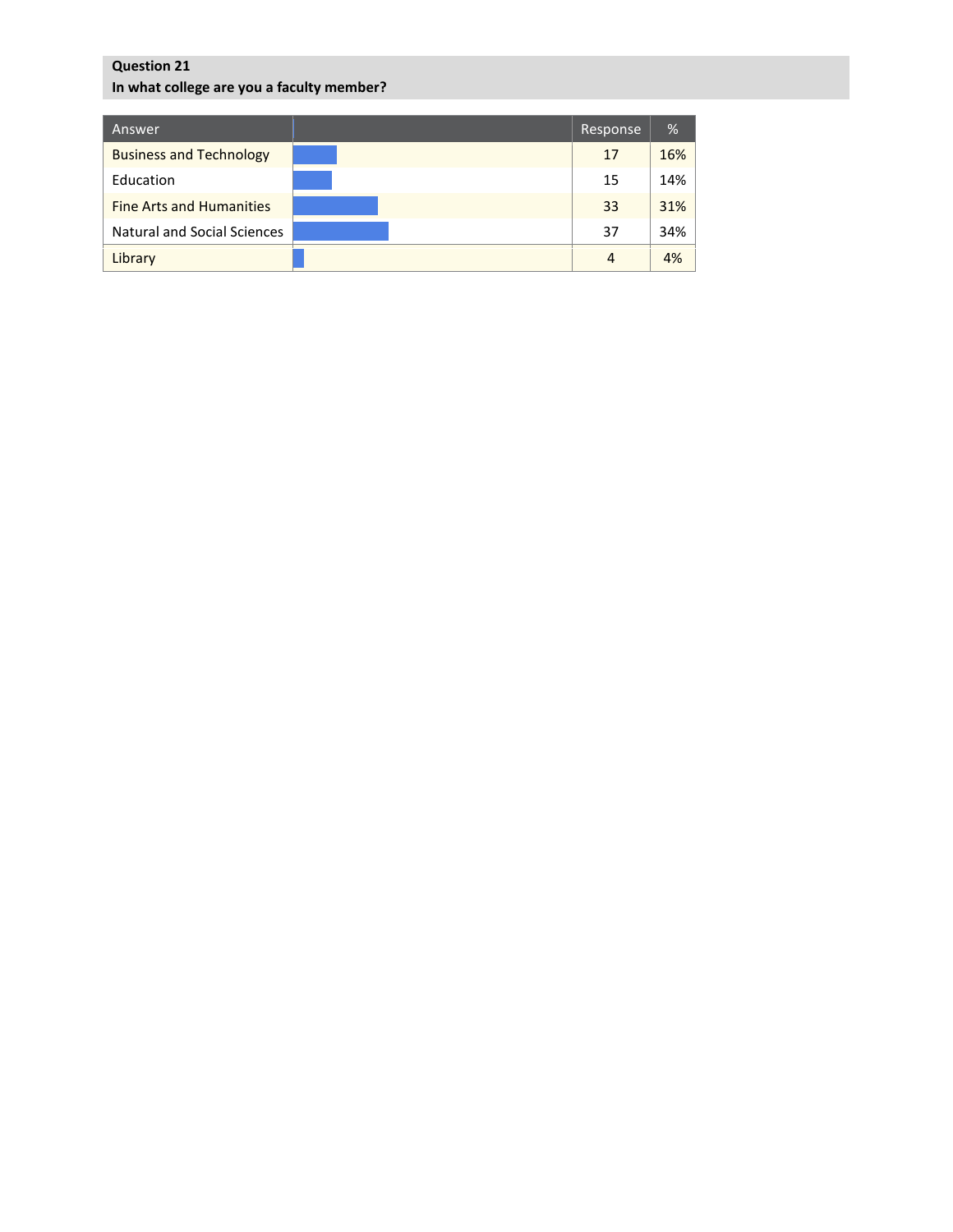**Question 21**
**In what college are you a faculty member?**

| Answer | | Response | % |
|---|---|---|---|
| Business and Technology | | 17 | 16% |
| Education | | 15 | 14% |
| Fine Arts and Humanities | | 33 | 31% |
| Natural and Social Sciences | | 37 | 34% |
| Library | | 4 | 4% |